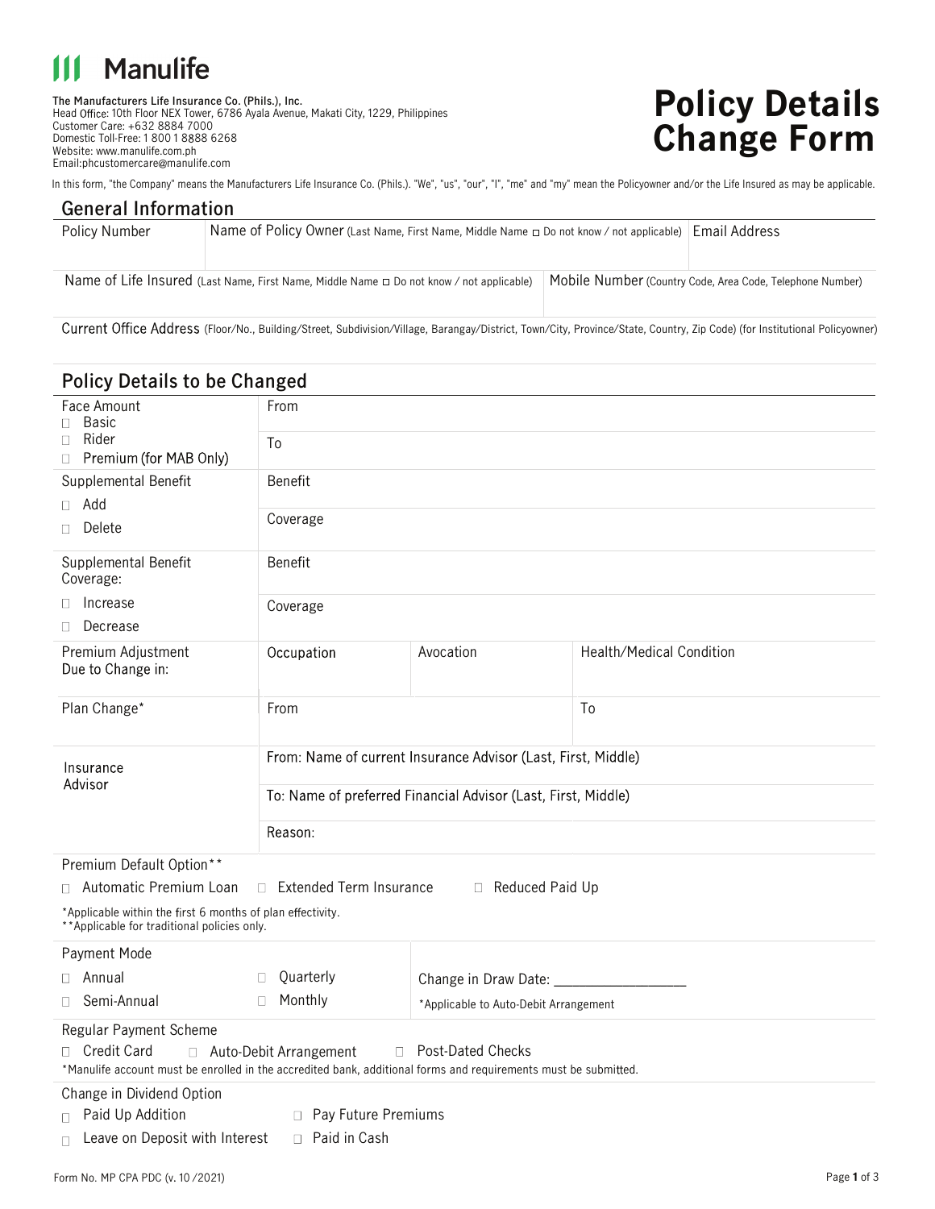# Manulife

**The Manufacturers Life Insurance Co. (Phils.), Inc.**
Head Office: 10th Floor NEX Tower, 6786 Ayala Avenue, Makati City, 1229, Philippines
Customer Care: +632 8884 7000
Domestic Toll-Free: 1 800 1 8888 6268
Website: www.manulife.com.ph
Email:phcustomercare@manulife.com

# Policy Details Change Form

In this form, "the Company" means the Manufacturers Life Insurance Co. (Phils.). "We", "us", "our", "I", "me" and "my" mean the Policyowner and/or the Life Insured as may be applicable.

## General Information

| Policy Number | Name of Policy Owner (Last Name, First Name, Middle Name ☐ Do not know / not applicable) | Email Address |
|---|---|---|
| | | |

| Name of Life Insured (Last Name, First Name, Middle Name ☐ Do not know / not applicable) | Mobile Number (Country Code, Area Code, Telephone Number) |
|---|---|
| | |

Current Office Address (Floor/No., Building/Street, Subdivision/Village, Barangay/District, Town/City, Province/State, Country, Zip Code) (for Institutional Policyowner)

## Policy Details to be Changed

| | | | |
|---|---|---|---|
| Face Amount<br>☐ Basic<br>☐ Rider<br>☐ Premium (for MAB Only) | From | | |
| | To | | |
| Supplemental Benefit<br>☐ Add<br>☐ Delete | Benefit | | |
| | Coverage | | |
| Supplemental Benefit Coverage:<br>☐ Increase<br>☐ Decrease | Benefit | | |
| | Coverage | | |
| Premium Adjustment Due to Change in: | Occupation | Avocation | Health/Medical Condition |
| Plan Change* | From | | To |
| Insurance Advisor | From: Name of current Insurance Advisor (Last, First, Middle) | | |
| | To: Name of preferred Financial Advisor (Last, First, Middle) | | |
| | Reason: | | |

Premium Default Option**

☐ Automatic Premium Loan ☐ Extended Term Insurance ☐ Reduced Paid Up

*Applicable within the first 6 months of plan effectivity.
**Applicable for traditional policies only.

Payment Mode

☐ Annual ☐ Quarterly
☐ Semi-Annual ☐ Monthly

Change in Draw Date: ________________
*Applicable to Auto-Debit Arrangement

Regular Payment Scheme

☐ Credit Card ☐ Auto-Debit Arrangement ☐ Post-Dated Checks

*Manulife account must be enrolled in the accredited bank, additional forms and requirements must be submitted.

Change in Dividend Option

☐ Paid Up Addition ☐ Pay Future Premiums
☐ Leave on Deposit with Interest ☐ Paid in Cash

Form No. MP CPA PDC (v. 10 /2021)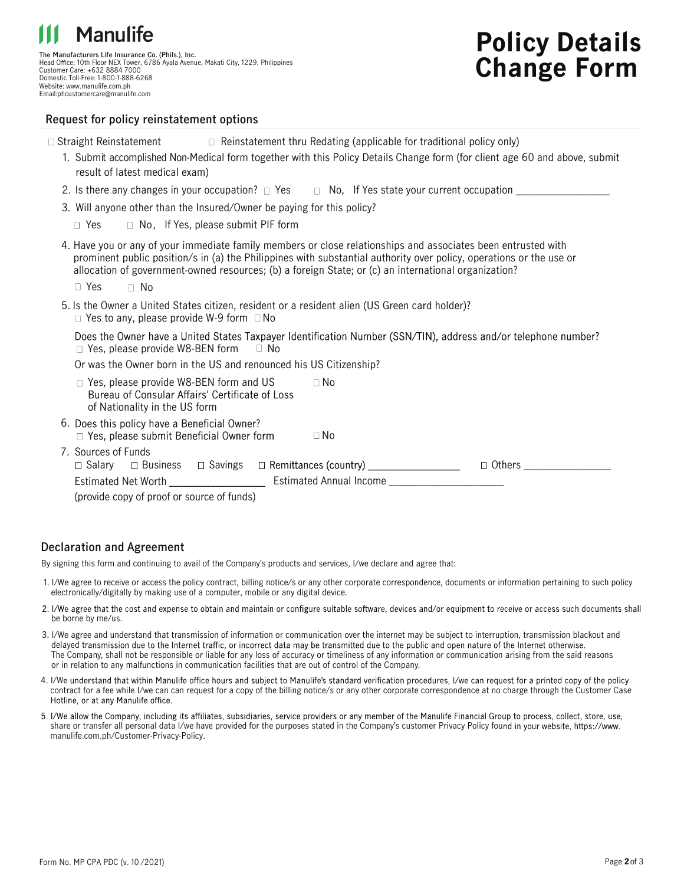**Manulife**

**The Manufacturers Life Insurance Co. (Phils.), Inc.**
Head Office: 10th Floor NEX Tower, 6786 Ayala Avenue, Makati City, 1229, Philippines
Customer Care: +632 8884 7000
Domestic Toll-Free: 1-800-1-888-6268
Website: www.manulife.com.ph
Email:phcustomercare@manulife.com

# Policy Details Change Form

## Request for policy reinstatement options

☐ Straight Reinstatement ☐ Reinstatement thru Redating (applicable for traditional policy only)

1. Submit accomplished Non-Medical form together with this Policy Details Change form (for client age 60 and above, submit result of latest medical exam)
2. Is there any changes in your occupation? ☐ Yes ☐ No, If Yes state your current occupation ________________
3. Will anyone other than the Insured/Owner be paying for this policy?

   ☐ Yes ☐ No, If Yes, please submit PIF form
4. Have you or any of your immediate family members or close relationships and associates been entrusted with prominent public position/s in (a) the Philippines with substantial authority over policy, operations or the use or allocation of government-owned resources; (b) a foreign State; or (c) an international organization?

   ☐ Yes ☐ No
5. Is the Owner a United States citizen, resident or a resident alien (US Green card holder)?
   ☐ Yes to any, please provide W-9 form ☐ No

   Does the Owner have a United States Taxpayer Identification Number (SSN/TIN), address and/or telephone number?
   ☐ Yes, please provide W8-BEN form ☐ No

   Or was the Owner born in the US and renounced his US Citizenship?

   ☐ Yes, please provide W8-BEN form and US Bureau of Consular Affairs' Certificate of Loss of Nationality in the US form ☐ No
6. Does this policy have a Beneficial Owner?
   ☐ Yes, please submit Beneficial Owner form ☐ No
7. Sources of Funds
   ☐ Salary ☐ Business ☐ Savings ☐ Remittances (country) ________________ ☐ Others ________________

   Estimated Net Worth ________________ Estimated Annual Income ____________________

   (provide copy of proof or source of funds)

## Declaration and Agreement

By signing this form and continuing to avail of the Company's products and services, I/we declare and agree that:

1. I/We agree to receive or access the policy contract, billing notice/s or any other corporate correspondence, documents or information pertaining to such policy electronically/digitally by making use of a computer, mobile or any digital device.
2. I/We agree that the cost and expense to obtain and maintain or configure suitable software, devices and/or equipment to receive or access such documents shall be borne by me/us.
3. I/We agree and understand that transmission of information or communication over the internet may be subject to interruption, transmission blackout and delayed transmission due to the Internet traffic, or incorrect data may be transmitted due to the public and open nature of the Internet otherwise. The Company, shall not be responsible or liable for any loss of accuracy or timeliness of any information or communication arising from the said reasons or in relation to any malfunctions in communication facilities that are out of control of the Company.
4. I/We understand that within Manulife office hours and subject to Manulife's standard verification procedures, I/we can request for a printed copy of the policy contract for a fee while I/we can can request for a copy of the billing notice/s or any other corporate correspondence at no charge through the Customer Case Hotline, or at any Manulife office.
5. I/We allow the Company, including its affiliates, subsidiaries, service providers or any member of the Manulife Financial Group to process, collect, store, use, share or transfer all personal data I/we have provided for the purposes stated in the Company's customer Privacy Policy found in your website, https://www.manulife.com.ph/Customer-Privacy-Policy.

Form No. MP CPA PDC (v. 10 /2021)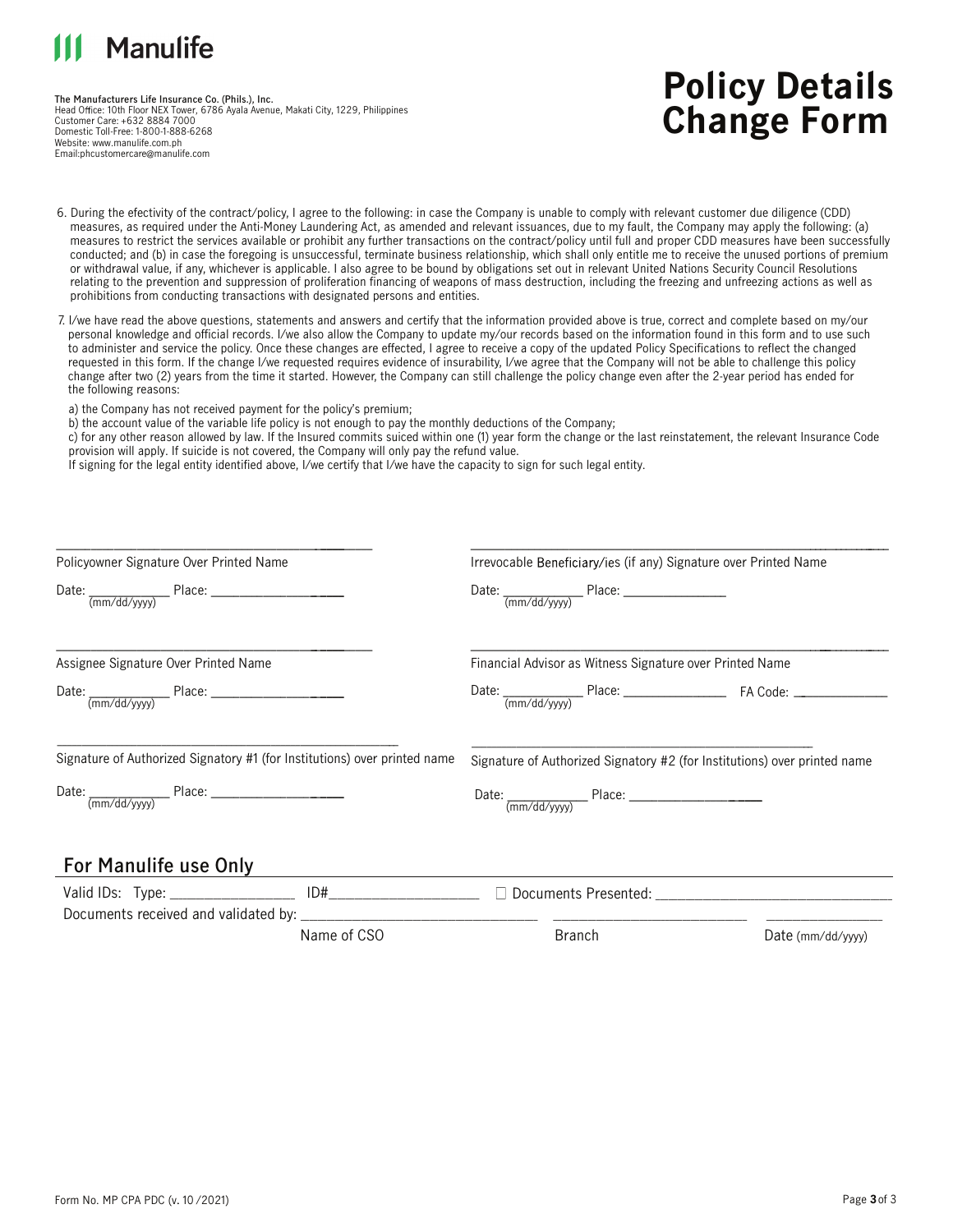Manulife

**The Manufacturers Life Insurance Co. (Phils.), Inc.**
Head Office: 10th Floor NEX Tower, 6786 Ayala Avenue, Makati City, 1229, Philippines
Customer Care: +632 8884 7000
Domestic Toll-Free: 1-800-1-888-6268
Website: www.manulife.com.ph
Email:phcustomercare@manulife.com

# Policy Details Change Form

6. During the efectivity of the contract/policy, I agree to the following: in case the Company is unable to comply with relevant customer due diligence (CDD) measures, as required under the Anti-Money Laundering Act, as amended and relevant issuances, due to my fault, the Company may apply the following: (a) measures to restrict the services available or prohibit any further transactions on the contract/policy until full and proper CDD measures have been successfully conducted; and (b) in case the foregoing is unsuccessful, terminate business relationship, which shall only entitle me to receive the unused portions of premium or withdrawal value, if any, whichever is applicable. I also agree to be bound by obligations set out in relevant United Nations Security Council Resolutions relating to the prevention and suppression of proliferation financing of weapons of mass destruction, including the freezing and unfreezing actions as well as prohibitions from conducting transactions with designated persons and entities.

7. I/we have read the above questions, statements and answers and certify that the information provided above is true, correct and complete based on my/our personal knowledge and official records. I/we also allow the Company to update my/our records based on the information found in this form and to use such to administer and service the policy. Once these changes are effected, I agree to receive a copy of the updated Policy Specifications to reflect the changed requested in this form. If the change I/we requested requires evidence of insurability, I/we agree that the Company will not be able to challenge this policy change after two (2) years from the time it started. However, the Company can still challenge the policy change even after the 2-year period has ended for the following reasons:

   a) the Company has not received payment for the policy's premium;
   b) the account value of the variable life policy is not enough to pay the monthly deductions of the Company;
   c) for any other reason allowed by law. If the Insured commits suiced within one (1) year form the change or the last reinstatement, the relevant Insurance Code provision will apply. If suicide is not covered, the Company will only pay the refund value.
   If signing for the legal entity identified above, I/we certify that I/we have the capacity to sign for such legal entity.

_______________________________________
Policyowner Signature Over Printed Name
Date: ____________ Place: ________________
(mm/dd/yyyy)

_______________________________________
Irrevocable Beneficiary/ies (if any) Signature over Printed Name
Date: ____________ Place: ________________
(mm/dd/yyyy)

_______________________________________
Assignee Signature Over Printed Name
Date: ____________ Place: ________________
(mm/dd/yyyy)

_______________________________________
Financial Advisor as Witness Signature over Printed Name
Date: ____________ Place: ________________ FA Code: ____________
(mm/dd/yyyy)

_______________________________________
Signature of Authorized Signatory #1 (for Institutions) over printed name
Date: ____________ Place: ________________
(mm/dd/yyyy)

_______________________________________
Signature of Authorized Signatory #2 (for Institutions) over printed name
Date: ____________ Place: ________________
(mm/dd/yyyy)

## For Manulife use Only

Valid IDs: Type: ________________ ID#____________________ ☐ Documents Presented: ______________________________

Documents received and validated by: ______________________________ ________________________ ________________
Name of CSO — Branch — Date (mm/dd/yyyy)

Form No. MP CPA PDC (v. 10 /2021)